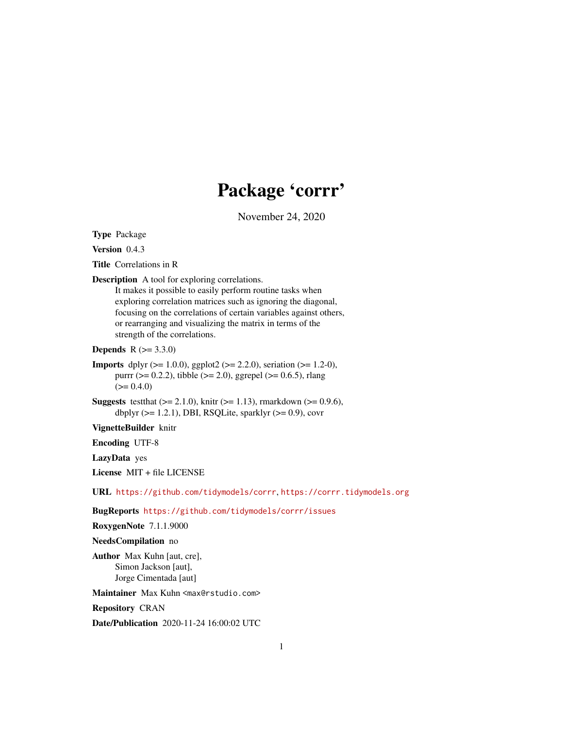# Package 'corrr'

November 24, 2020

**Type** Package

**Version** 0.4.3

**Title** Correlations in R

**Description** A tool for exploring correlations.
It makes it possible to easily perform routine tasks when
exploring correlation matrices such as ignoring the diagonal,
focusing on the correlations of certain variables against others,
or rearranging and visualizing the matrix in terms of the
strength of the correlations.

**Depends** R (>= 3.3.0)

**Imports** dplyr (>= 1.0.0), ggplot2 (>= 2.2.0), seriation (>= 1.2-0),
purrr (>= 0.2.2), tibble (>= 2.0), ggrepel (>= 0.6.5), rlang
(>= 0.4.0)

**Suggests** testthat (>= 2.1.0), knitr (>= 1.13), rmarkdown (>= 0.9.6),
dbplyr (>= 1.2.1), DBI, RSQLite, sparklyr (>= 0.9), covr

**VignetteBuilder** knitr

**Encoding** UTF-8

**LazyData** yes

**License** MIT + file LICENSE

**URL** https://github.com/tidymodels/corrr, https://corrr.tidymodels.org

**BugReports** https://github.com/tidymodels/corrr/issues

**RoxygenNote** 7.1.1.9000

**NeedsCompilation** no

**Author** Max Kuhn [aut, cre],
Simon Jackson [aut],
Jorge Cimentada [aut]

**Maintainer** Max Kuhn <max@rstudio.com>

**Repository** CRAN

**Date/Publication** 2020-11-24 16:00:02 UTC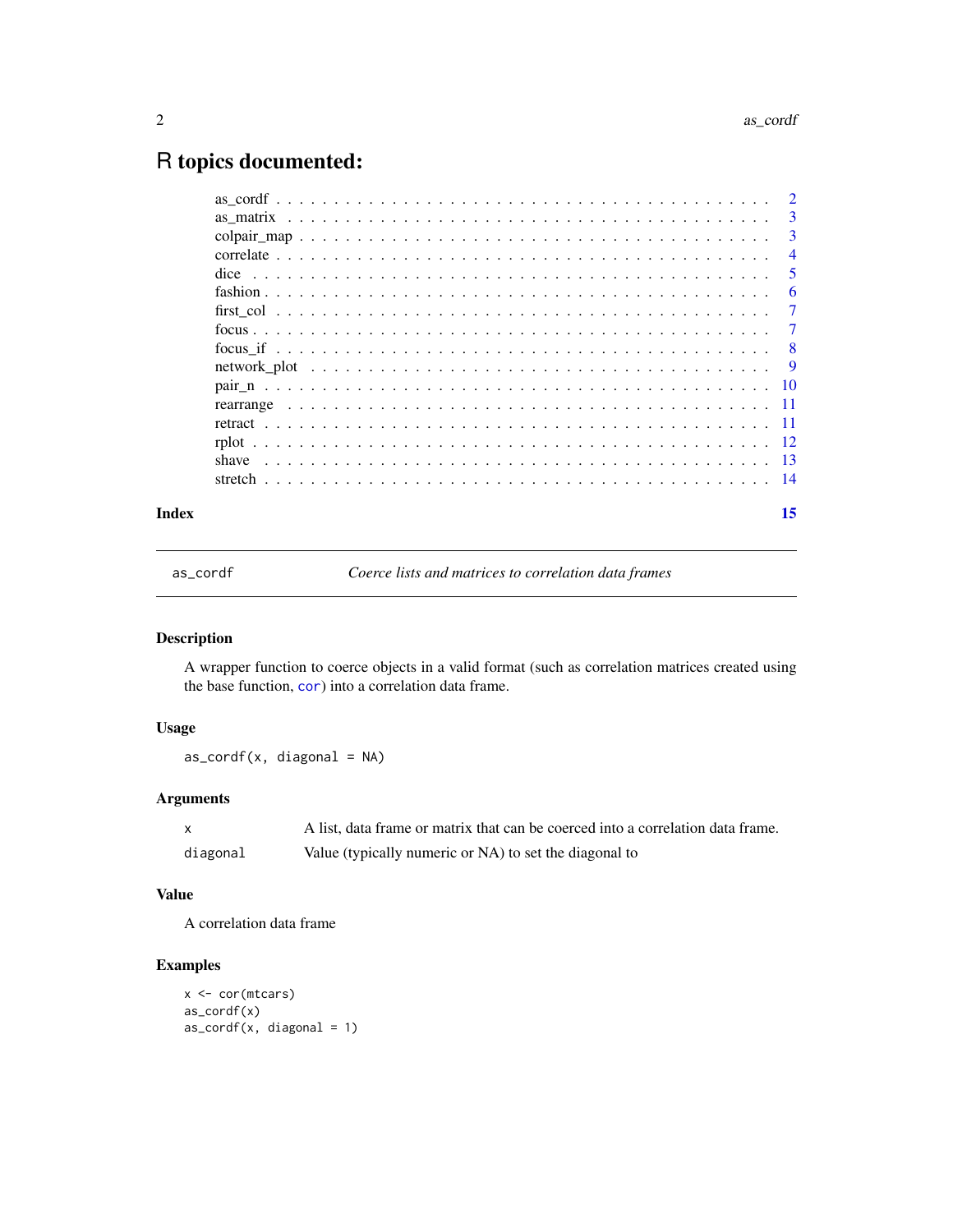# R topics documented:

| | |
|---|---|
| as_cordf | 2 |
| as_matrix | 3 |
| colpair_map | 3 |
| correlate | 4 |
| dice | 5 |
| fashion | 6 |
| first_col | 7 |
| focus | 7 |
| focus_if | 8 |
| network_plot | 9 |
| pair_n | 10 |
| rearrange | 11 |
| retract | 11 |
| rplot | 12 |
| shave | 13 |
| stretch | 14 |

**Index** 15

---

`as_cordf` *Coerce lists and matrices to correlation data frames*

---

### Description

A wrapper function to coerce objects in a valid format (such as correlation matrices created using the base function, `cor`) into a correlation data frame.

### Usage

```
as_cordf(x, diagonal = NA)
```

### Arguments

| | |
|---|---|
| `x` | A list, data frame or matrix that can be coerced into a correlation data frame. |
| `diagonal` | Value (typically numeric or NA) to set the diagonal to |

### Value

A correlation data frame

### Examples

```
x <- cor(mtcars)
as_cordf(x)
as_cordf(x, diagonal = 1)
```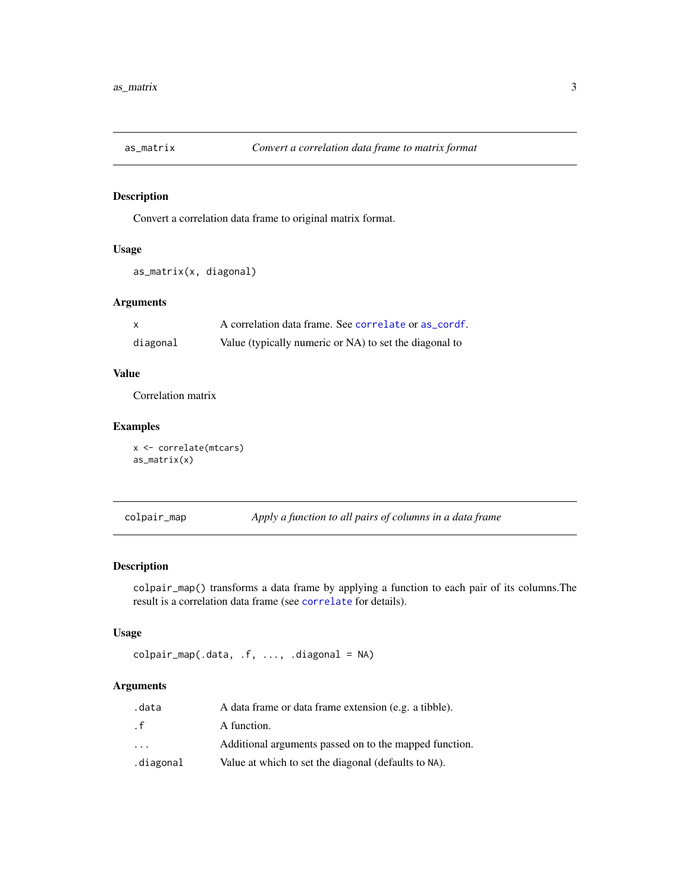## as_matrix — *Convert a correlation data frame to matrix format*

### Description

Convert a correlation data frame to original matrix format.

### Usage

```
as_matrix(x, diagonal)
```

### Arguments

| | |
|---|---|
| x | A correlation data frame. See `correlate` or `as_cordf`. |
| diagonal | Value (typically numeric or NA) to set the diagonal to |

### Value

Correlation matrix

### Examples

```
x <- correlate(mtcars)
as_matrix(x)
```

## colpair_map — *Apply a function to all pairs of columns in a data frame*

### Description

colpair_map() transforms a data frame by applying a function to each pair of its columns.The result is a correlation data frame (see `correlate` for details).

### Usage

```
colpair_map(.data, .f, ..., .diagonal = NA)
```

### Arguments

| | |
|---|---|
| .data | A data frame or data frame extension (e.g. a tibble). |
| .f | A function. |
| ... | Additional arguments passed on to the mapped function. |
| .diagonal | Value at which to set the diagonal (defaults to NA). |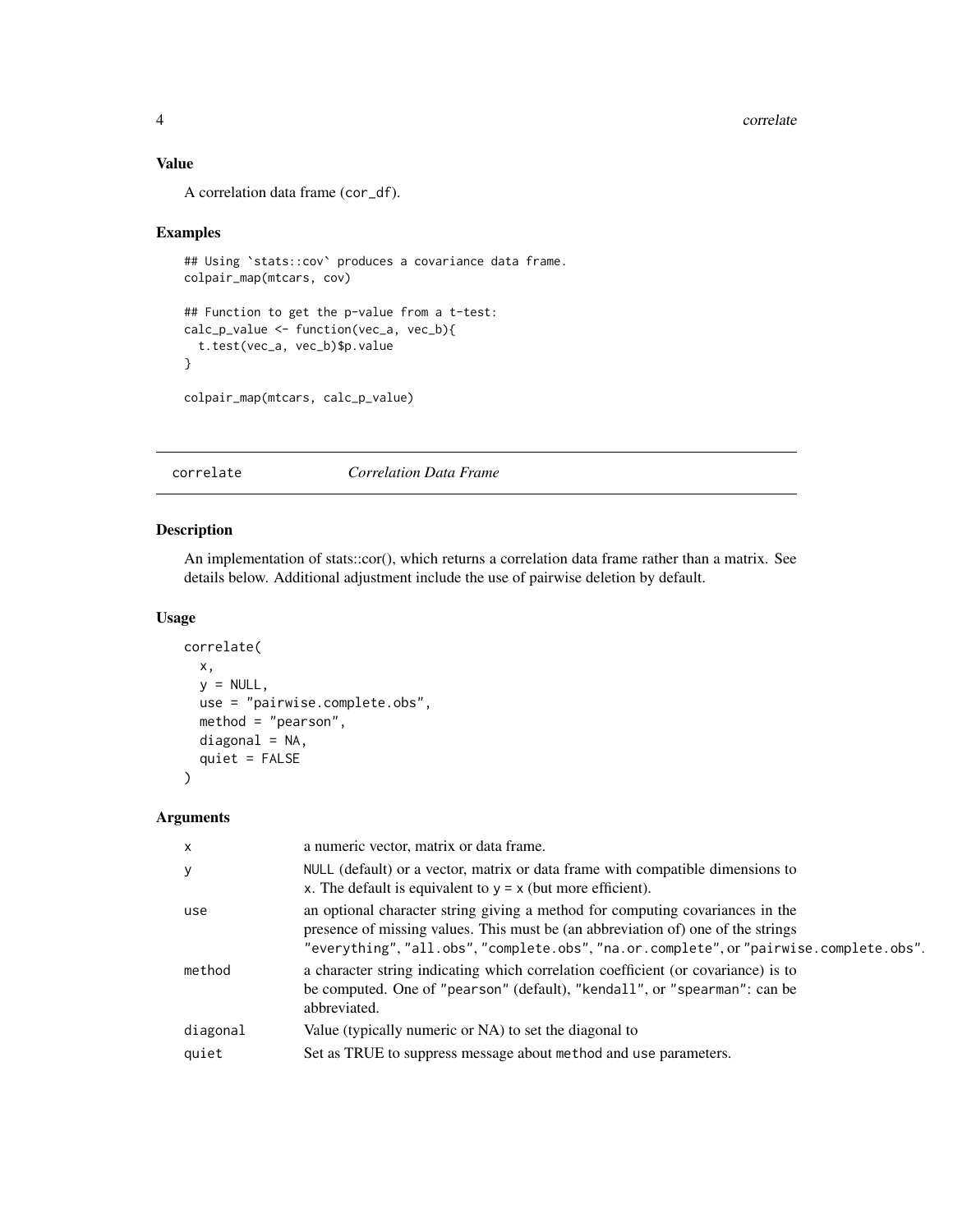### Value

A correlation data frame (cor_df).

### Examples

```
## Using `stats::cov` produces a covariance data frame.
colpair_map(mtcars, cov)

## Function to get the p-value from a t-test:
calc_p_value <- function(vec_a, vec_b){
  t.test(vec_a, vec_b)$p.value
}

colpair_map(mtcars, calc_p_value)
```

---

## correlate *Correlation Data Frame*

---

### Description

An implementation of stats::cor(), which returns a correlation data frame rather than a matrix. See details below. Additional adjustment include the use of pairwise deletion by default.

### Usage

```
correlate(
  x,
  y = NULL,
  use = "pairwise.complete.obs",
  method = "pearson",
  diagonal = NA,
  quiet = FALSE
)
```

### Arguments

| | |
|---|---|
| x | a numeric vector, matrix or data frame. |
| y | NULL (default) or a vector, matrix or data frame with compatible dimensions to x. The default is equivalent to y = x (but more efficient). |
| use | an optional character string giving a method for computing covariances in the presence of missing values. This must be (an abbreviation of) one of the strings "everything", "all.obs", "complete.obs", "na.or.complete", or "pairwise.complete.obs". |
| method | a character string indicating which correlation coefficient (or covariance) is to be computed. One of "pearson" (default), "kendall", or "spearman": can be abbreviated. |
| diagonal | Value (typically numeric or NA) to set the diagonal to |
| quiet | Set as TRUE to suppress message about method and use parameters. |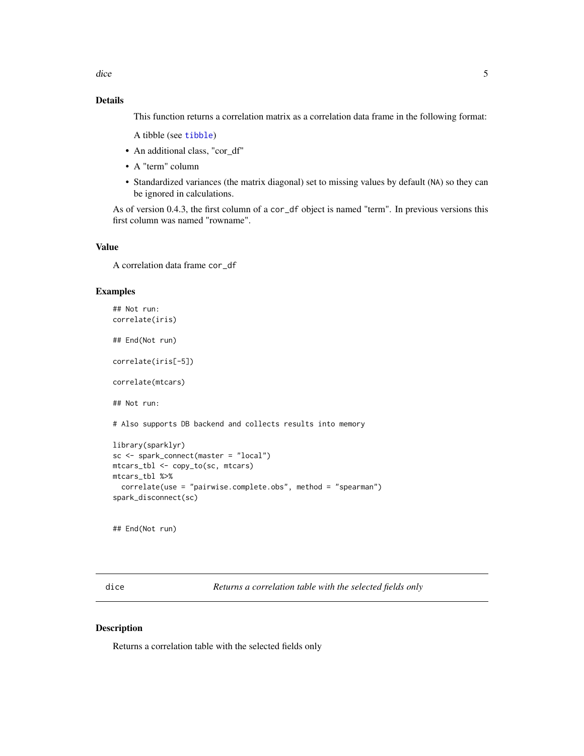### Details

This function returns a correlation matrix as a correlation data frame in the following format:

A tibble (see tibble)

- An additional class, "cor_df"
- A "term" column
- Standardized variances (the matrix diagonal) set to missing values by default (NA) so they can be ignored in calculations.

As of version 0.4.3, the first column of a `cor_df` object is named "term". In previous versions this first column was named "rowname".

### Value

A correlation data frame `cor_df`

### Examples

```
## Not run:
correlate(iris)

## End(Not run)

correlate(iris[-5])

correlate(mtcars)

## Not run:

# Also supports DB backend and collects results into memory

library(sparklyr)
sc <- spark_connect(master = "local")
mtcars_tbl <- copy_to(sc, mtcars)
mtcars_tbl %>%
  correlate(use = "pairwise.complete.obs", method = "spearman")
spark_disconnect(sc)


## End(Not run)
```

---

## dice — *Returns a correlation table with the selected fields only*

### Description

Returns a correlation table with the selected fields only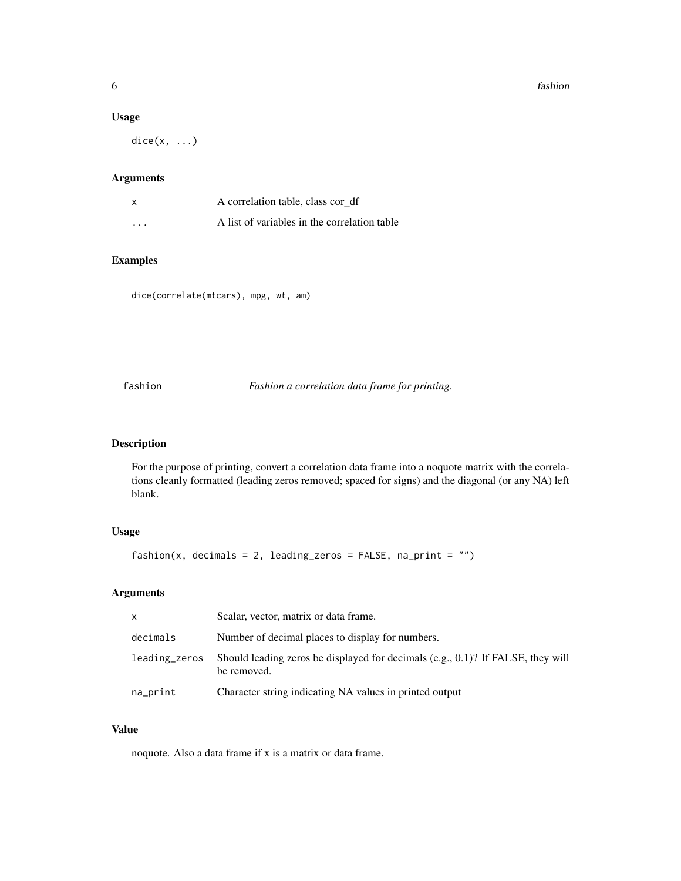## Usage

```
dice(x, ...)
```

## Arguments

| | |
|---|---|
| x | A correlation table, class cor_df |
| ... | A list of variables in the correlation table |

## Examples

```
dice(correlate(mtcars), mpg, wt, am)
```

---

# fashion — *Fashion a correlation data frame for printing.*

---

## Description

For the purpose of printing, convert a correlation data frame into a noquote matrix with the correlations cleanly formatted (leading zeros removed; spaced for signs) and the diagonal (or any NA) left blank.

## Usage

```
fashion(x, decimals = 2, leading_zeros = FALSE, na_print = "")
```

## Arguments

| | |
|---|---|
| x | Scalar, vector, matrix or data frame. |
| decimals | Number of decimal places to display for numbers. |
| leading_zeros | Should leading zeros be displayed for decimals (e.g., 0.1)? If FALSE, they will be removed. |
| na_print | Character string indicating NA values in printed output |

## Value

noquote. Also a data frame if x is a matrix or data frame.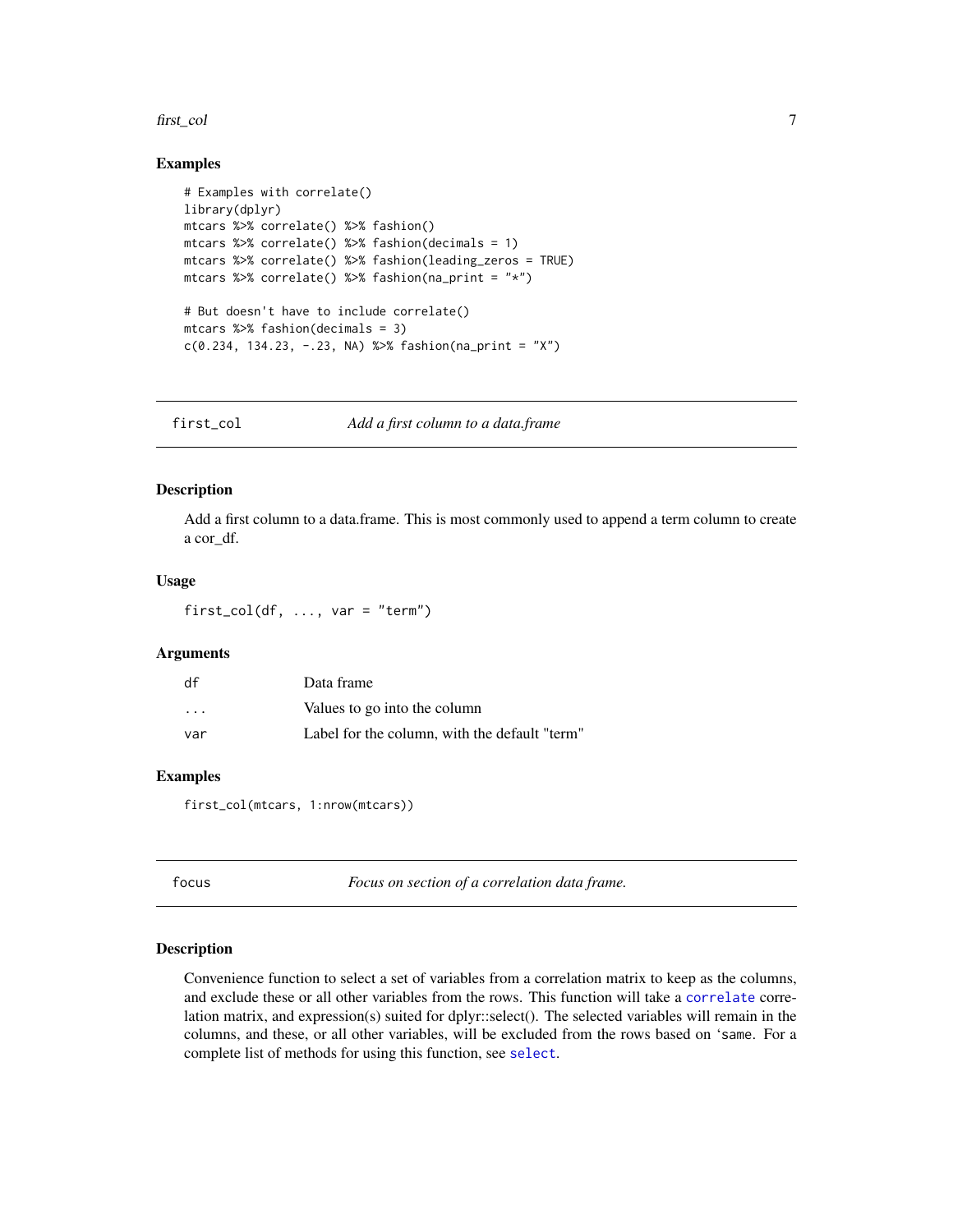### Examples

```
# Examples with correlate()
library(dplyr)
mtcars %>% correlate() %>% fashion()
mtcars %>% correlate() %>% fashion(decimals = 1)
mtcars %>% correlate() %>% fashion(leading_zeros = TRUE)
mtcars %>% correlate() %>% fashion(na_print = "*")

# But doesn't have to include correlate()
mtcars %>% fashion(decimals = 3)
c(0.234, 134.23, -.23, NA) %>% fashion(na_print = "X")
```

---

## first_col — *Add a first column to a data.frame*

---

### Description

Add a first column to a data.frame. This is most commonly used to append a term column to create a cor_df.

### Usage

```
first_col(df, ..., var = "term")
```

### Arguments

| | |
|---|---|
| df | Data frame |
| ... | Values to go into the column |
| var | Label for the column, with the default "term" |

### Examples

```
first_col(mtcars, 1:nrow(mtcars))
```

---

## focus — *Focus on section of a correlation data frame.*

---

### Description

Convenience function to select a set of variables from a correlation matrix to keep as the columns, and exclude these or all other variables from the rows. This function will take a correlate correlation matrix, and expression(s) suited for dplyr::select(). The selected variables will remain in the columns, and these, or all other variables, will be excluded from the rows based on `same. For a complete list of methods for using this function, see select.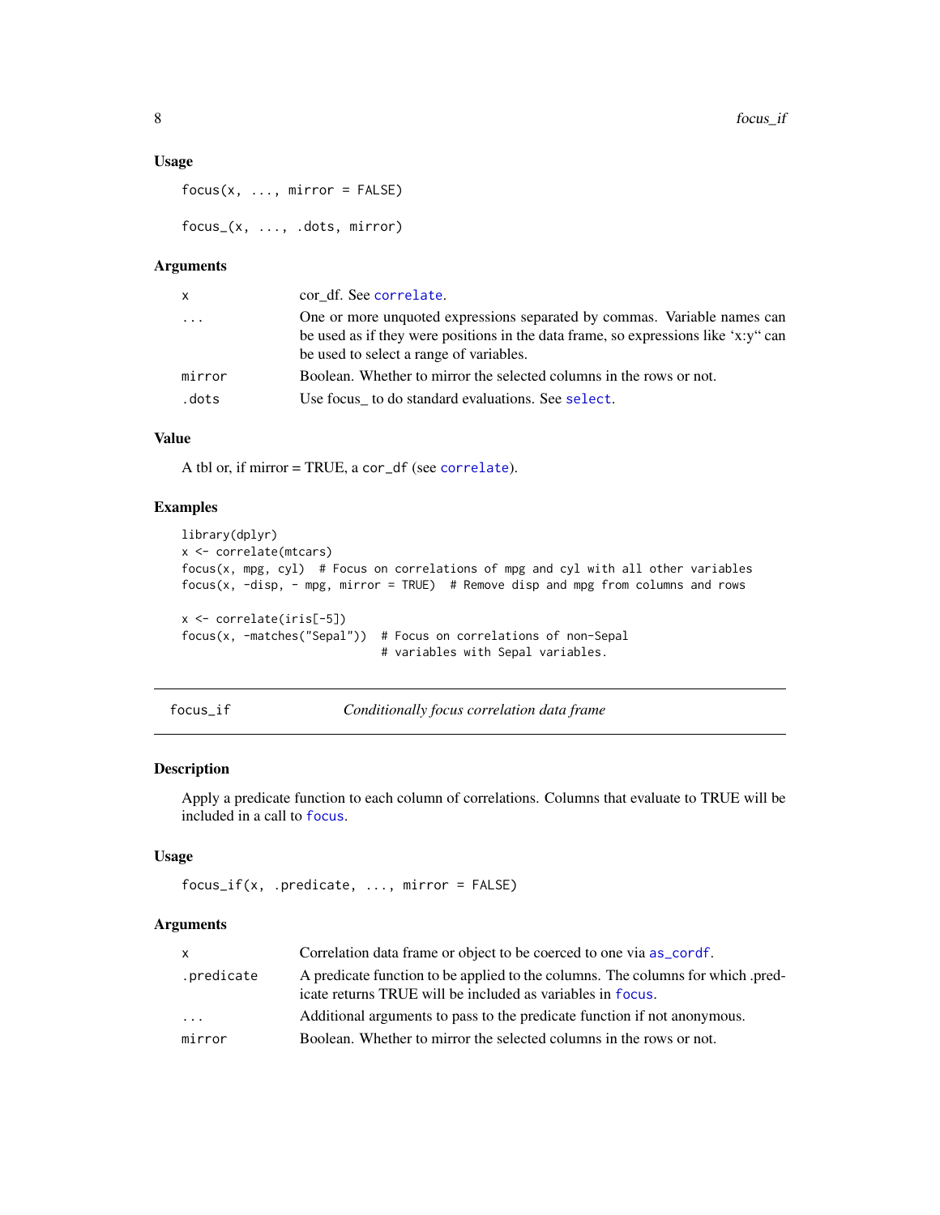### Usage

```
focus(x, ..., mirror = FALSE)

focus_(x, ..., .dots, mirror)
```

### Arguments

| | |
|---|---|
| x | cor_df. See `correlate`. |
| ... | One or more unquoted expressions separated by commas. Variable names can be used as if they were positions in the data frame, so expressions like 'x:y" can be used to select a range of variables. |
| mirror | Boolean. Whether to mirror the selected columns in the rows or not. |
| .dots | Use focus_ to do standard evaluations. See `select`. |

### Value

A tbl or, if mirror = TRUE, a `cor_df` (see `correlate`).

### Examples

```
library(dplyr)
x <- correlate(mtcars)
focus(x, mpg, cyl)  # Focus on correlations of mpg and cyl with all other variables
focus(x, -disp, - mpg, mirror = TRUE)  # Remove disp and mpg from columns and rows

x <- correlate(iris[-5])
focus(x, -matches("Sepal"))  # Focus on correlations of non-Sepal
                             # variables with Sepal variables.
```

---

## focus_if — *Conditionally focus correlation data frame*

### Description

Apply a predicate function to each column of correlations. Columns that evaluate to TRUE will be included in a call to `focus`.

### Usage

```
focus_if(x, .predicate, ..., mirror = FALSE)
```

### Arguments

| | |
|---|---|
| x | Correlation data frame or object to be coerced to one via `as_cordf`. |
| .predicate | A predicate function to be applied to the columns. The columns for which .predicate returns TRUE will be included as variables in `focus`. |
| ... | Additional arguments to pass to the predicate function if not anonymous. |
| mirror | Boolean. Whether to mirror the selected columns in the rows or not. |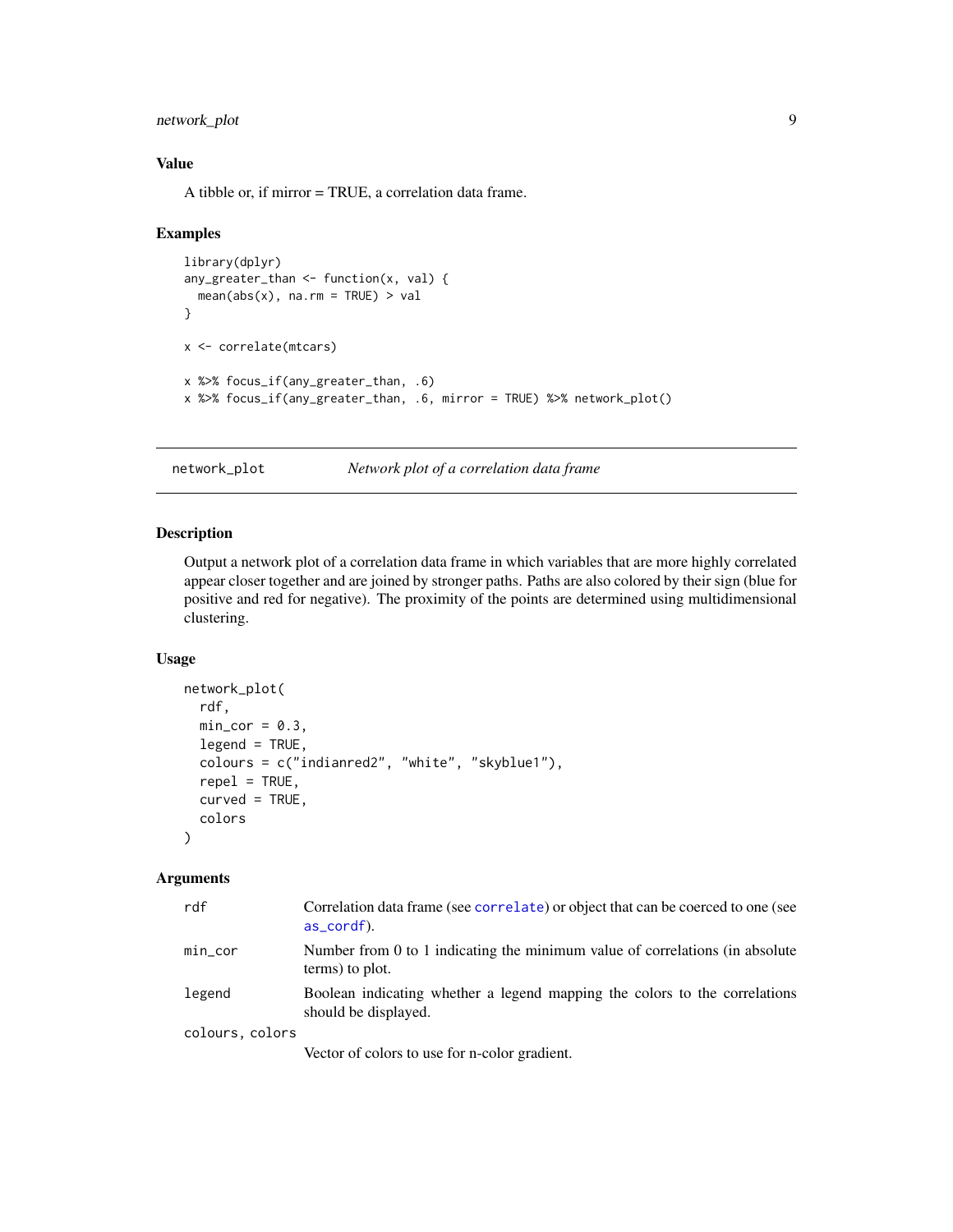### Value

A tibble or, if mirror = TRUE, a correlation data frame.

### Examples

```
library(dplyr)
any_greater_than <- function(x, val) {
  mean(abs(x), na.rm = TRUE) > val
}

x <- correlate(mtcars)

x %>% focus_if(any_greater_than, .6)
x %>% focus_if(any_greater_than, .6, mirror = TRUE) %>% network_plot()
```

---

## network_plot — *Network plot of a correlation data frame*

---

### Description

Output a network plot of a correlation data frame in which variables that are more highly correlated appear closer together and are joined by stronger paths. Paths are also colored by their sign (blue for positive and red for negative). The proximity of the points are determined using multidimensional clustering.

### Usage

```
network_plot(
  rdf,
  min_cor = 0.3,
  legend = TRUE,
  colours = c("indianred2", "white", "skyblue1"),
  repel = TRUE,
  curved = TRUE,
  colors
)
```

### Arguments

| | |
|---|---|
| `rdf` | Correlation data frame (see `correlate`) or object that can be coerced to one (see `as_cordf`). |
| `min_cor` | Number from 0 to 1 indicating the minimum value of correlations (in absolute terms) to plot. |
| `legend` | Boolean indicating whether a legend mapping the colors to the correlations should be displayed. |
| `colours, colors` | Vector of colors to use for n-color gradient. |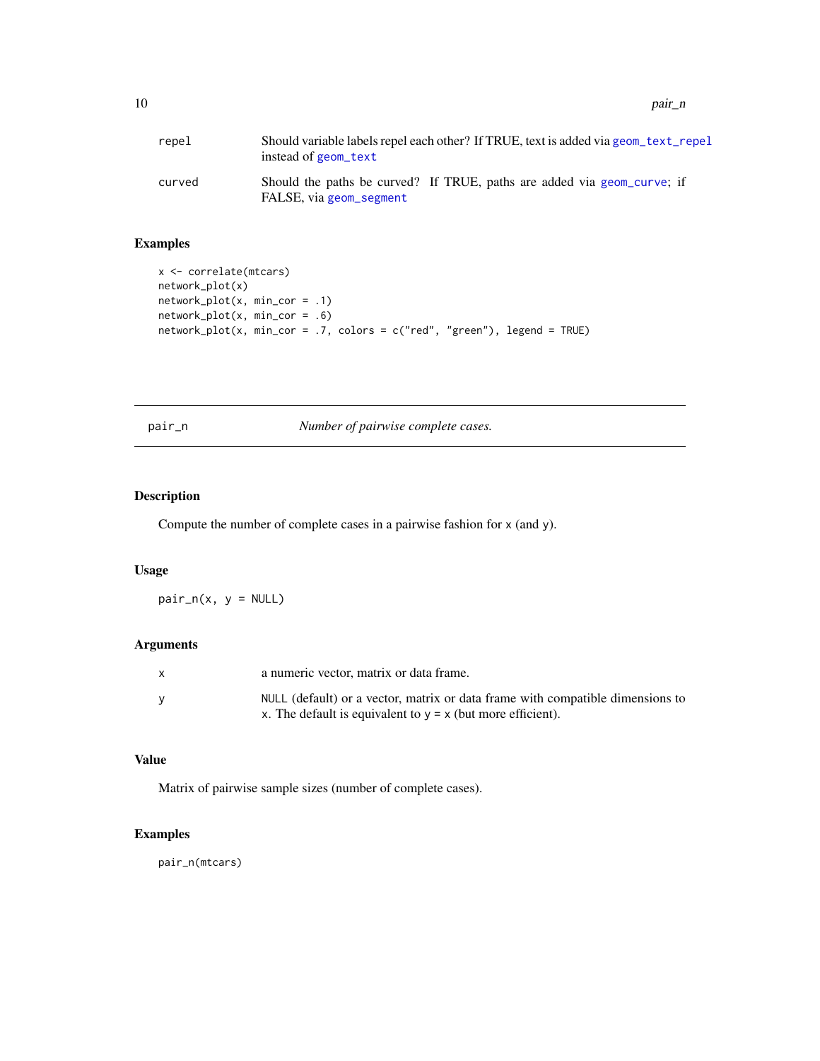| | |
|---|---|
| repel | Should variable labels repel each other? If TRUE, text is added via `geom_text_repel` instead of `geom_text` |
| curved | Should the paths be curved? If TRUE, paths are added via `geom_curve`; if FALSE, via `geom_segment` |

### Examples

```
x <- correlate(mtcars)
network_plot(x)
network_plot(x, min_cor = .1)
network_plot(x, min_cor = .6)
network_plot(x, min_cor = .7, colors = c("red", "green"), legend = TRUE)
```

---

## pair_n — *Number of pairwise complete cases.*

---

### Description

Compute the number of complete cases in a pairwise fashion for `x` (and `y`).

### Usage

```
pair_n(x, y = NULL)
```

### Arguments

| | |
|---|---|
| x | a numeric vector, matrix or data frame. |
| y | `NULL` (default) or a vector, matrix or data frame with compatible dimensions to `x`. The default is equivalent to `y = x` (but more efficient). |

### Value

Matrix of pairwise sample sizes (number of complete cases).

### Examples

```
pair_n(mtcars)
```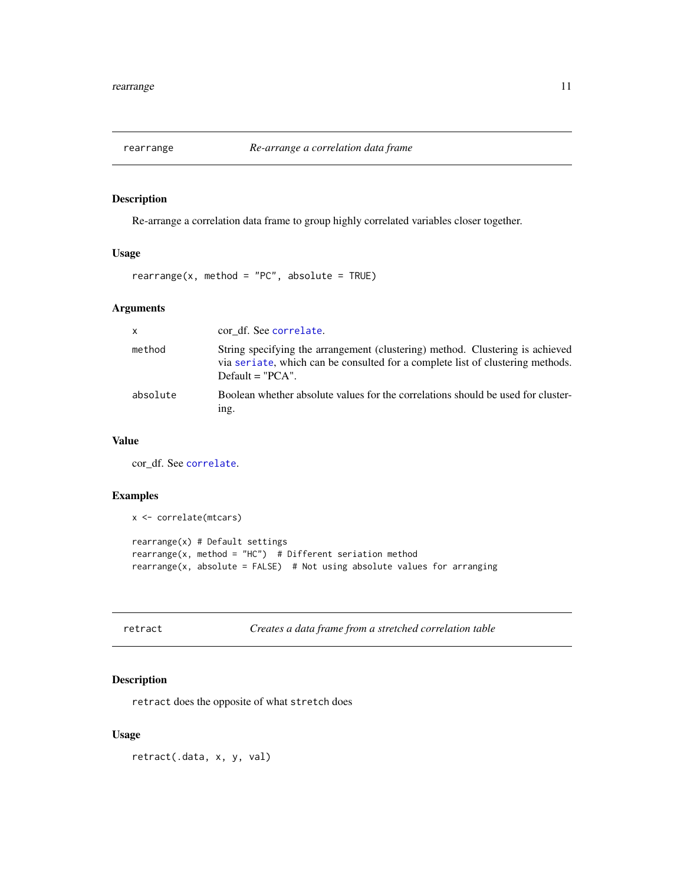## rearrange — *Re-arrange a correlation data frame*

### Description

Re-arrange a correlation data frame to group highly correlated variables closer together.

### Usage

```
rearrange(x, method = "PC", absolute = TRUE)
```

### Arguments

| | |
|---|---|
| x | cor_df. See correlate. |
| method | String specifying the arrangement (clustering) method. Clustering is achieved via seriate, which can be consulted for a complete list of clustering methods. Default = "PCA". |
| absolute | Boolean whether absolute values for the correlations should be used for clustering. |

### Value

cor_df. See correlate.

### Examples

```
x <- correlate(mtcars)

rearrange(x) # Default settings
rearrange(x, method = "HC")  # Different seriation method
rearrange(x, absolute = FALSE)  # Not using absolute values for arranging
```

## retract — *Creates a data frame from a stretched correlation table*

### Description

`retract` does the opposite of what `stretch` does

### Usage

```
retract(.data, x, y, val)
```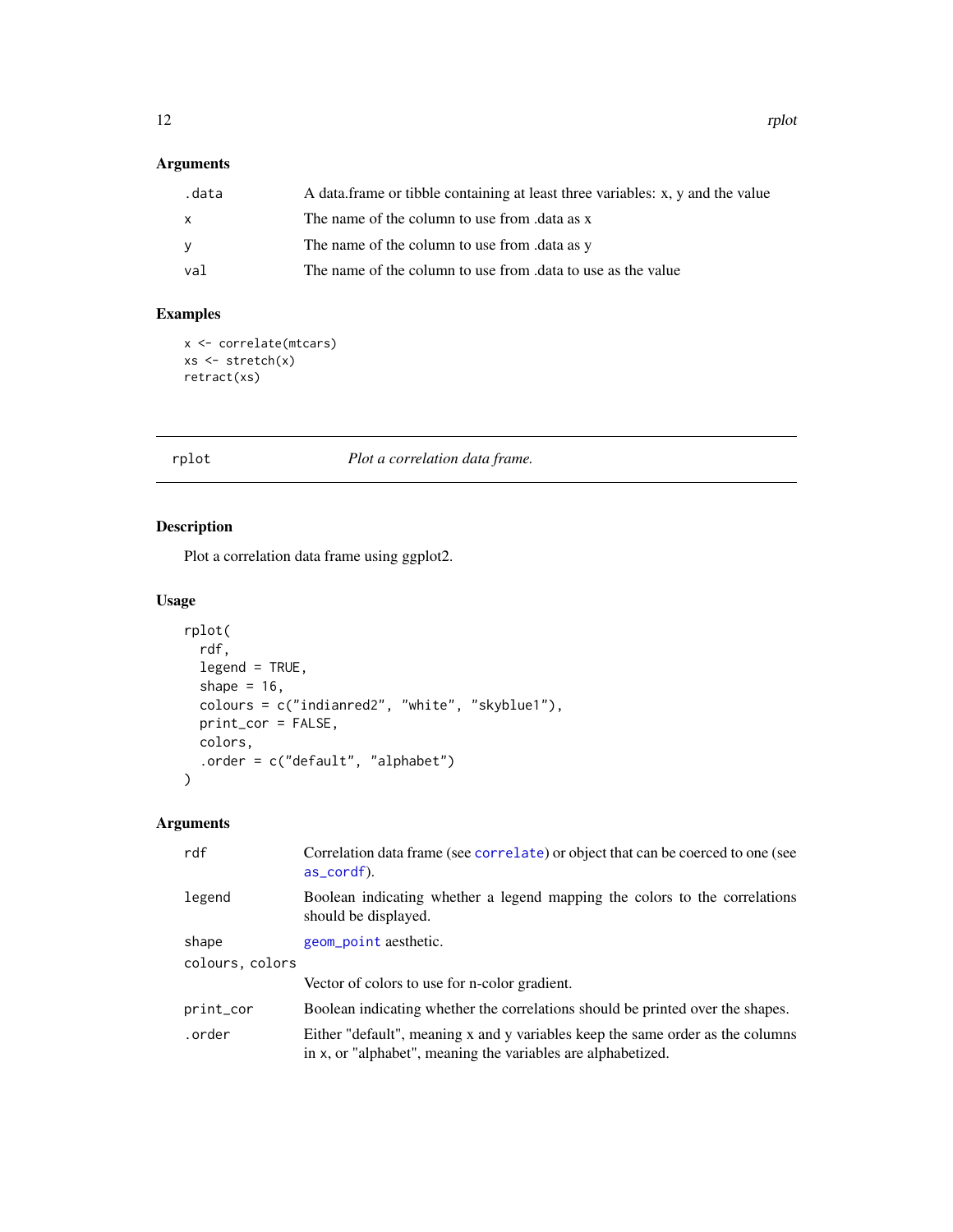### Arguments

| | |
|---|---|
| .data | A data.frame or tibble containing at least three variables: x, y and the value |
| x | The name of the column to use from .data as x |
| y | The name of the column to use from .data as y |
| val | The name of the column to use from .data to use as the value |

### Examples

```
x <- correlate(mtcars)
xs <- stretch(x)
retract(xs)
```

---

## rplot *Plot a correlation data frame.*

---

### Description

Plot a correlation data frame using ggplot2.

### Usage

```
rplot(
  rdf,
  legend = TRUE,
  shape = 16,
  colours = c("indianred2", "white", "skyblue1"),
  print_cor = FALSE,
  colors,
  .order = c("default", "alphabet")
)
```

### Arguments

| | |
|---|---|
| rdf | Correlation data frame (see correlate) or object that can be coerced to one (see as_cordf). |
| legend | Boolean indicating whether a legend mapping the colors to the correlations should be displayed. |
| shape | geom_point aesthetic. |
| colours, colors | Vector of colors to use for n-color gradient. |
| print_cor | Boolean indicating whether the correlations should be printed over the shapes. |
| .order | Either "default", meaning x and y variables keep the same order as the columns in x, or "alphabet", meaning the variables are alphabetized. |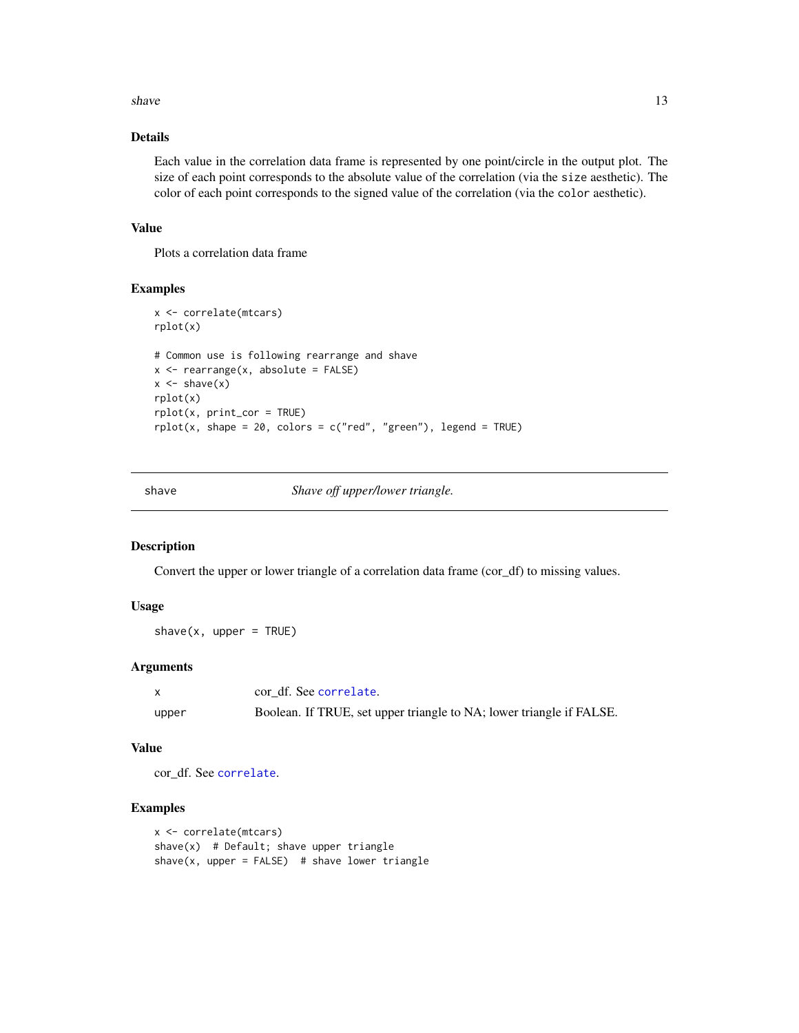### Details

Each value in the correlation data frame is represented by one point/circle in the output plot. The size of each point corresponds to the absolute value of the correlation (via the `size` aesthetic). The color of each point corresponds to the signed value of the correlation (via the `color` aesthetic).

### Value

Plots a correlation data frame

### Examples

```
x <- correlate(mtcars)
rplot(x)

# Common use is following rearrange and shave
x <- rearrange(x, absolute = FALSE)
x <- shave(x)
rplot(x)
rplot(x, print_cor = TRUE)
rplot(x, shape = 20, colors = c("red", "green"), legend = TRUE)
```

---

## shave — *Shave off upper/lower triangle.*

---

### Description

Convert the upper or lower triangle of a correlation data frame (cor_df) to missing values.

### Usage

```
shave(x, upper = TRUE)
```

### Arguments

| | |
|---|---|
| `x` | cor_df. See `correlate`. |
| `upper` | Boolean. If TRUE, set upper triangle to NA; lower triangle if FALSE. |

### Value

cor_df. See `correlate`.

### Examples

```
x <- correlate(mtcars)
shave(x)  # Default; shave upper triangle
shave(x, upper = FALSE)  # shave lower triangle
```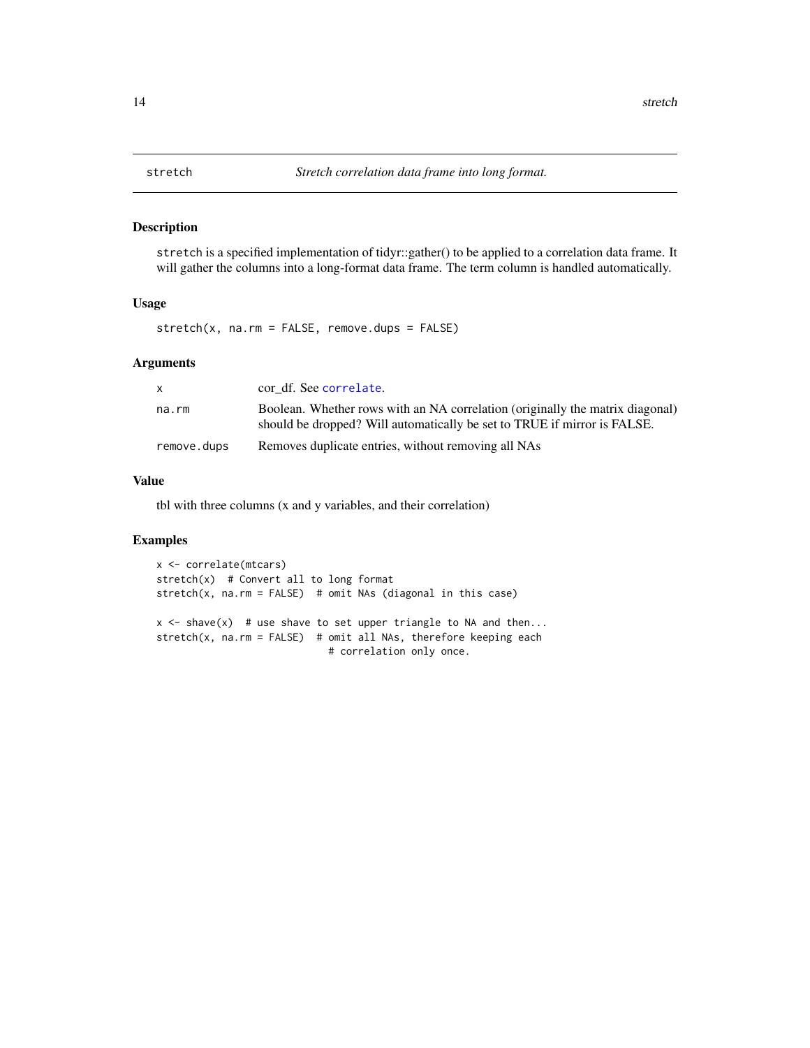# stretch — *Stretch correlation data frame into long format.*

## Description

`stretch` is a specified implementation of tidyr::gather() to be applied to a correlation data frame. It will gather the columns into a long-format data frame. The term column is handled automatically.

## Usage

```
stretch(x, na.rm = FALSE, remove.dups = FALSE)
```

## Arguments

| | |
|---|---|
| `x` | cor_df. See `correlate`. |
| `na.rm` | Boolean. Whether rows with an NA correlation (originally the matrix diagonal) should be dropped? Will automatically be set to TRUE if mirror is FALSE. |
| `remove.dups` | Removes duplicate entries, without removing all NAs |

## Value

tbl with three columns (x and y variables, and their correlation)

## Examples

```
x <- correlate(mtcars)
stretch(x)  # Convert all to long format
stretch(x, na.rm = FALSE)  # omit NAs (diagonal in this case)

x <- shave(x)  # use shave to set upper triangle to NA and then...
stretch(x, na.rm = FALSE)  # omit all NAs, therefore keeping each
                            # correlation only once.
```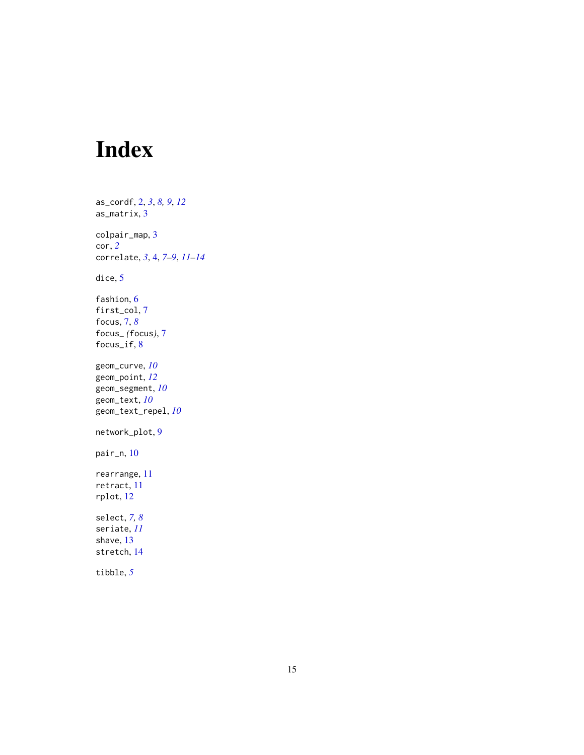# Index

as_cordf, 2, *3*, *8, 9*, *12*
as_matrix, 3

colpair_map, 3
cor, *2*
correlate, *3*, 4, *7–9*, *11–14*

dice, 5

fashion, 6
first_col, 7
focus, 7, *8*
focus_ *(*focus*)*, 7
focus_if, 8

geom_curve, *10*
geom_point, *12*
geom_segment, *10*
geom_text, *10*
geom_text_repel, *10*

network_plot, 9

pair_n, 10

rearrange, 11
retract, 11
rplot, 12

select, *7, 8*
seriate, *11*
shave, 13
stretch, 14

tibble, *5*